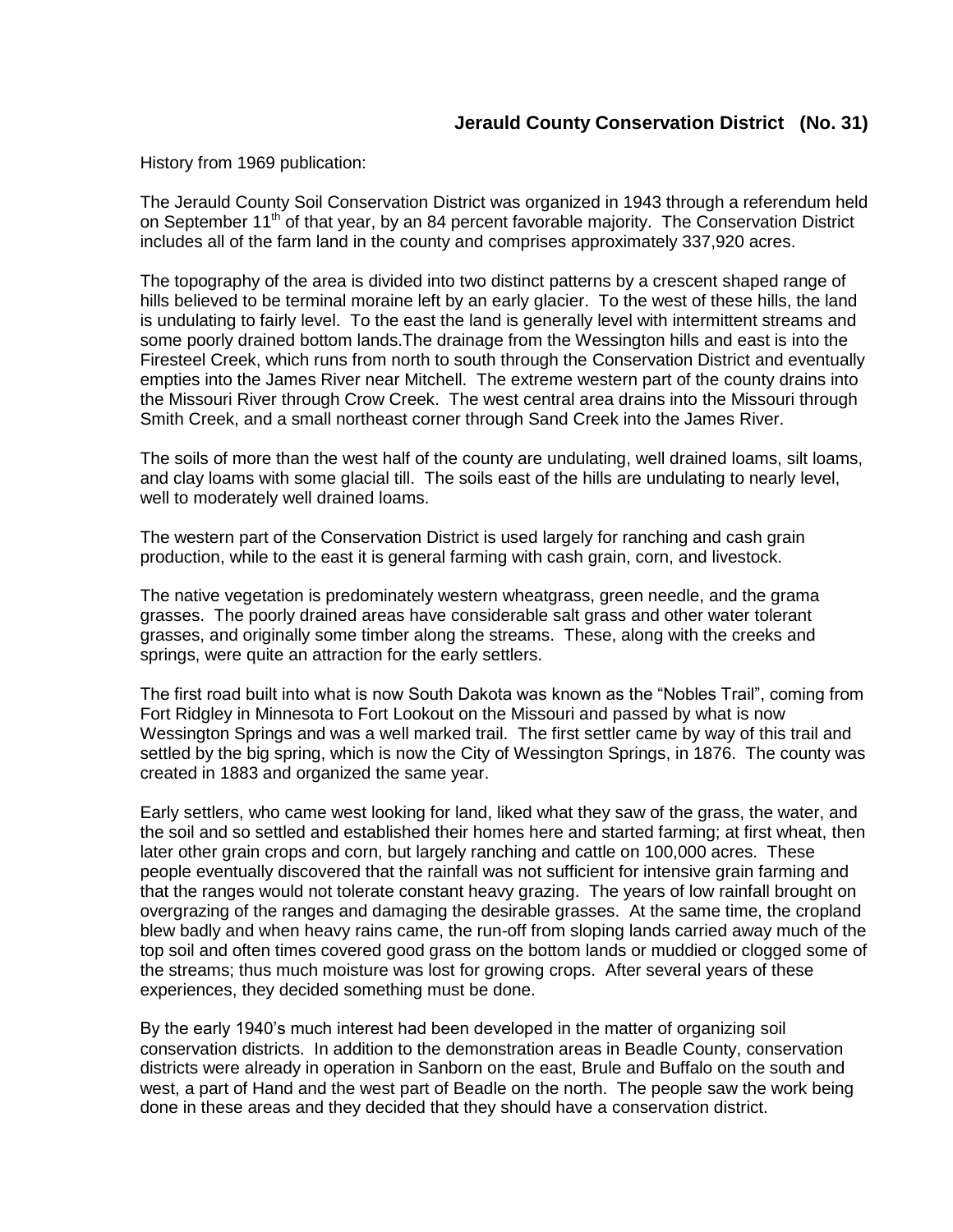## Jerauld County Conservation District (No. 31)

History from 1969 publication:

The Jerauld County Soil Conservation District was organized in 1943 through a referendum held on September 11th of that year, by an 84 percent favorable majority. The Conservation District includes all of the farm land in the county and comprises approximately 337,920 acres.

The topography of the area is divided into two distinct patterns by a crescent shaped range of hills believed to be terminal moraine left by an early glacier. To the west of these hills, the land is undulating to fairly level. To the east the land is generally level with intermittent streams and some poorly drained bottom lands.The drainage from the Wessington hills and east is into the Firesteel Creek, which runs from north to south through the Conservation District and eventually empties into the James River near Mitchell. The extreme western part of the county drains into the Missouri River through Crow Creek. The west central area drains into the Missouri through Smith Creek, and a small northeast corner through Sand Creek into the James River.

The soils of more than the west half of the county are undulating, well drained loams, silt loams, and clay loams with some glacial till. The soils east of the hills are undulating to nearly level, well to moderately well drained loams.

The western part of the Conservation District is used largely for ranching and cash grain production, while to the east it is general farming with cash grain, corn, and livestock.

The native vegetation is predominately western wheatgrass, green needle, and the grama grasses. The poorly drained areas have considerable salt grass and other water tolerant grasses, and originally some timber along the streams. These, along with the creeks and springs, were quite an attraction for the early settlers.

The first road built into what is now South Dakota was known as the "Nobles Trail", coming from Fort Ridgley in Minnesota to Fort Lookout on the Missouri and passed by what is now Wessington Springs and was a well marked trail. The first settler came by way of this trail and settled by the big spring, which is now the City of Wessington Springs, in 1876. The county was created in 1883 and organized the same year.

Early settlers, who came west looking for land, liked what they saw of the grass, the water, and the soil and so settled and established their homes here and started farming; at first wheat, then later other grain crops and corn, but largely ranching and cattle on 100,000 acres. These people eventually discovered that the rainfall was not sufficient for intensive grain farming and that the ranges would not tolerate constant heavy grazing. The years of low rainfall brought on overgrazing of the ranges and damaging the desirable grasses. At the same time, the cropland blew badly and when heavy rains came, the run-off from sloping lands carried away much of the top soil and often times covered good grass on the bottom lands or muddied or clogged some of the streams; thus much moisture was lost for growing crops. After several years of these experiences, they decided something must be done.

By the early 1940's much interest had been developed in the matter of organizing soil conservation districts. In addition to the demonstration areas in Beadle County, conservation districts were already in operation in Sanborn on the east, Brule and Buffalo on the south and west, a part of Hand and the west part of Beadle on the north. The people saw the work being done in these areas and they decided that they should have a conservation district.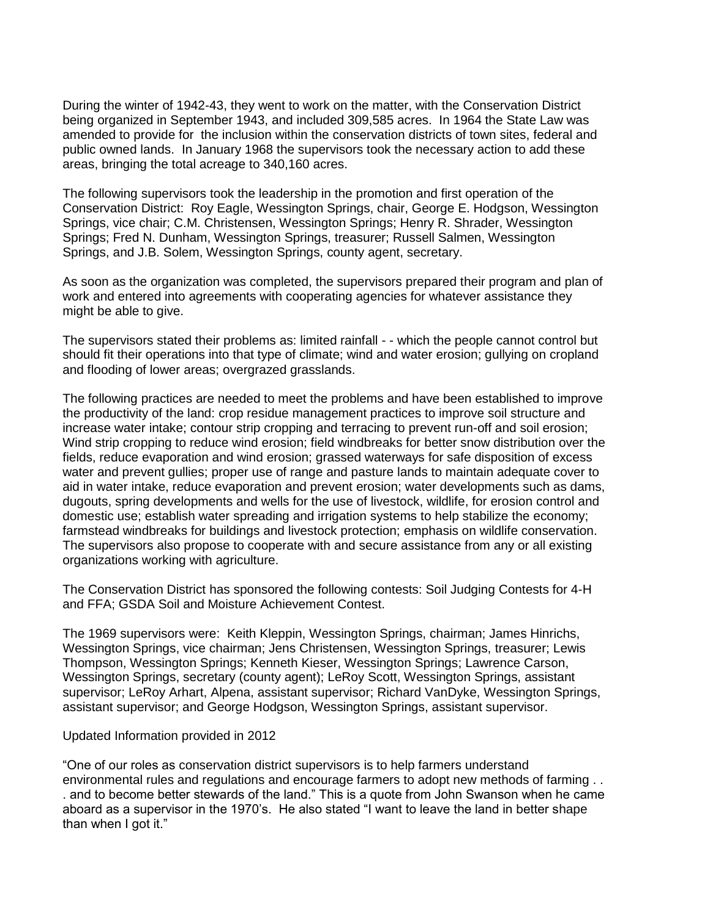During the winter of 1942-43, they went to work on the matter, with the Conservation District being organized in September 1943, and included 309,585 acres. In 1964 the State Law was amended to provide for the inclusion within the conservation districts of town sites, federal and public owned lands. In January 1968 the supervisors took the necessary action to add these areas, bringing the total acreage to 340,160 acres.

The following supervisors took the leadership in the promotion and first operation of the Conservation District: Roy Eagle, Wessington Springs, chair, George E. Hodgson, Wessington Springs, vice chair; C.M. Christensen, Wessington Springs; Henry R. Shrader, Wessington Springs; Fred N. Dunham, Wessington Springs, treasurer; Russell Salmen, Wessington Springs, and J.B. Solem, Wessington Springs, county agent, secretary.

As soon as the organization was completed, the supervisors prepared their program and plan of work and entered into agreements with cooperating agencies for whatever assistance they might be able to give.

The supervisors stated their problems as: limited rainfall - - which the people cannot control but should fit their operations into that type of climate; wind and water erosion; gullying on cropland and flooding of lower areas; overgrazed grasslands.

The following practices are needed to meet the problems and have been established to improve the productivity of the land: crop residue management practices to improve soil structure and increase water intake; contour strip cropping and terracing to prevent run-off and soil erosion; Wind strip cropping to reduce wind erosion; field windbreaks for better snow distribution over the fields, reduce evaporation and wind erosion; grassed waterways for safe disposition of excess water and prevent gullies; proper use of range and pasture lands to maintain adequate cover to aid in water intake, reduce evaporation and prevent erosion; water developments such as dams, dugouts, spring developments and wells for the use of livestock, wildlife, for erosion control and domestic use; establish water spreading and irrigation systems to help stabilize the economy; farmstead windbreaks for buildings and livestock protection; emphasis on wildlife conservation. The supervisors also propose to cooperate with and secure assistance from any or all existing organizations working with agriculture.

The Conservation District has sponsored the following contests: Soil Judging Contests for 4-H and FFA; GSDA Soil and Moisture Achievement Contest.

The 1969 supervisors were: Keith Kleppin, Wessington Springs, chairman; James Hinrichs, Wessington Springs, vice chairman; Jens Christensen, Wessington Springs, treasurer; Lewis Thompson, Wessington Springs; Kenneth Kieser, Wessington Springs; Lawrence Carson, Wessington Springs, secretary (county agent); LeRoy Scott, Wessington Springs, assistant supervisor; LeRoy Arhart, Alpena, assistant supervisor; Richard VanDyke, Wessington Springs, assistant supervisor; and George Hodgson, Wessington Springs, assistant supervisor.

Updated Information provided in 2012

"One of our roles as conservation district supervisors is to help farmers understand environmental rules and regulations and encourage farmers to adopt new methods of farming . . . and to become better stewards of the land." This is a quote from John Swanson when he came aboard as a supervisor in the 1970's. He also stated "I want to leave the land in better shape than when I got it."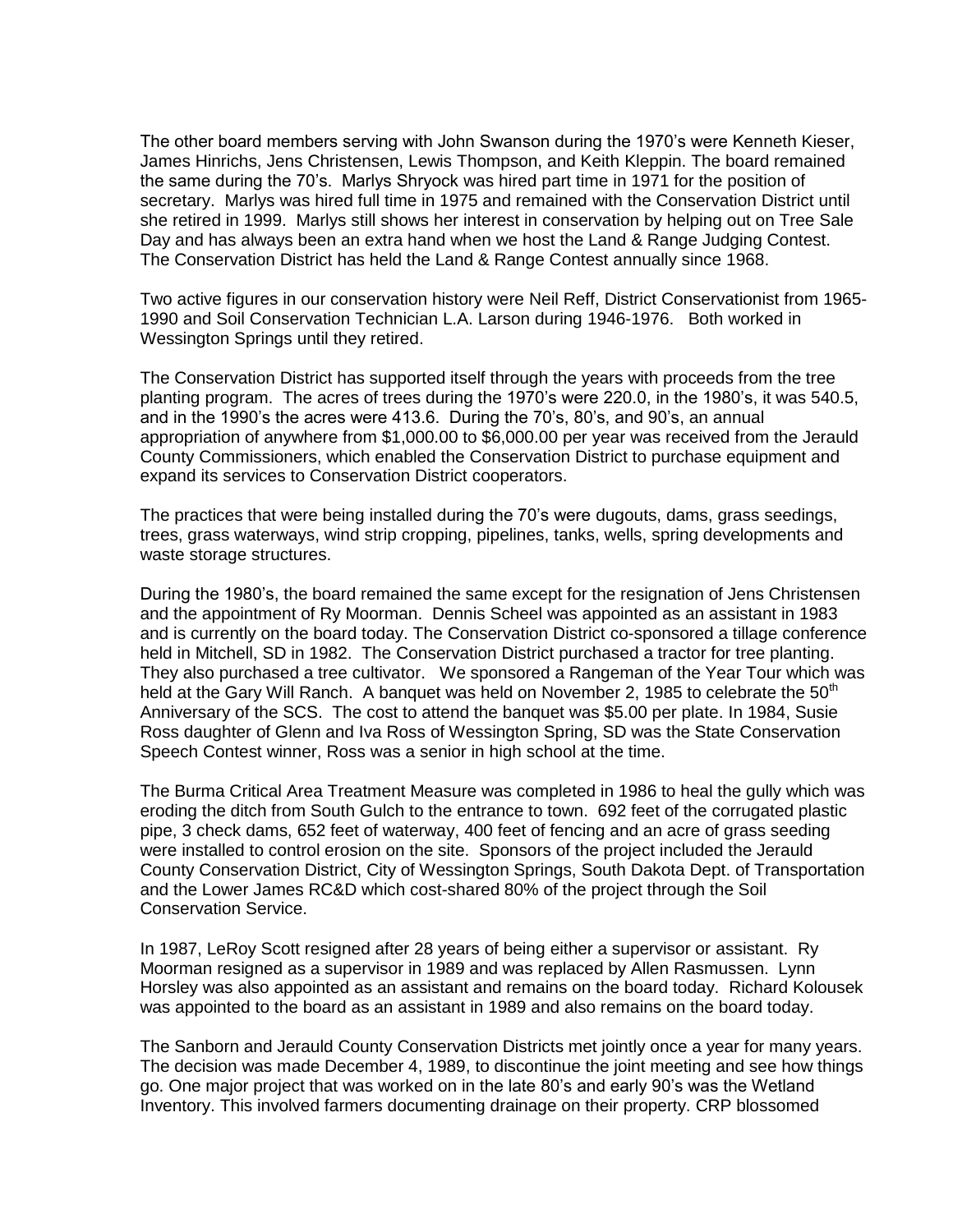The other board members serving with John Swanson during the 1970's were Kenneth Kieser, James Hinrichs, Jens Christensen, Lewis Thompson, and Keith Kleppin. The board remained the same during the 70's. Marlys Shryock was hired part time in 1971 for the position of secretary. Marlys was hired full time in 1975 and remained with the Conservation District until she retired in 1999. Marlys still shows her interest in conservation by helping out on Tree Sale Day and has always been an extra hand when we host the Land & Range Judging Contest. The Conservation District has held the Land & Range Contest annually since 1968.

Two active figures in our conservation history were Neil Reff, District Conservationist from 1965-1990 and Soil Conservation Technician L.A. Larson during 1946-1976. Both worked in Wessington Springs until they retired.

The Conservation District has supported itself through the years with proceeds from the tree planting program. The acres of trees during the 1970's were 220.0, in the 1980's, it was 540.5, and in the 1990's the acres were 413.6. During the 70's, 80's, and 90's, an annual appropriation of anywhere from $1,000.00 to $6,000.00 per year was received from the Jerauld County Commissioners, which enabled the Conservation District to purchase equipment and expand its services to Conservation District cooperators.

The practices that were being installed during the 70's were dugouts, dams, grass seedings, trees, grass waterways, wind strip cropping, pipelines, tanks, wells, spring developments and waste storage structures.

During the 1980's, the board remained the same except for the resignation of Jens Christensen and the appointment of Ry Moorman. Dennis Scheel was appointed as an assistant in 1983 and is currently on the board today. The Conservation District co-sponsored a tillage conference held in Mitchell, SD in 1982. The Conservation District purchased a tractor for tree planting. They also purchased a tree cultivator. We sponsored a Rangeman of the Year Tour which was held at the Gary Will Ranch. A banquet was held on November 2, 1985 to celebrate the 50th Anniversary of the SCS. The cost to attend the banquet was $5.00 per plate. In 1984, Susie Ross daughter of Glenn and Iva Ross of Wessington Spring, SD was the State Conservation Speech Contest winner, Ross was a senior in high school at the time.

The Burma Critical Area Treatment Measure was completed in 1986 to heal the gully which was eroding the ditch from South Gulch to the entrance to town. 692 feet of the corrugated plastic pipe, 3 check dams, 652 feet of waterway, 400 feet of fencing and an acre of grass seeding were installed to control erosion on the site. Sponsors of the project included the Jerauld County Conservation District, City of Wessington Springs, South Dakota Dept. of Transportation and the Lower James RC&D which cost-shared 80% of the project through the Soil Conservation Service.

In 1987, LeRoy Scott resigned after 28 years of being either a supervisor or assistant. Ry Moorman resigned as a supervisor in 1989 and was replaced by Allen Rasmussen. Lynn Horsley was also appointed as an assistant and remains on the board today. Richard Kolousek was appointed to the board as an assistant in 1989 and also remains on the board today.

The Sanborn and Jerauld County Conservation Districts met jointly once a year for many years. The decision was made December 4, 1989, to discontinue the joint meeting and see how things go. One major project that was worked on in the late 80's and early 90's was the Wetland Inventory. This involved farmers documenting drainage on their property. CRP blossomed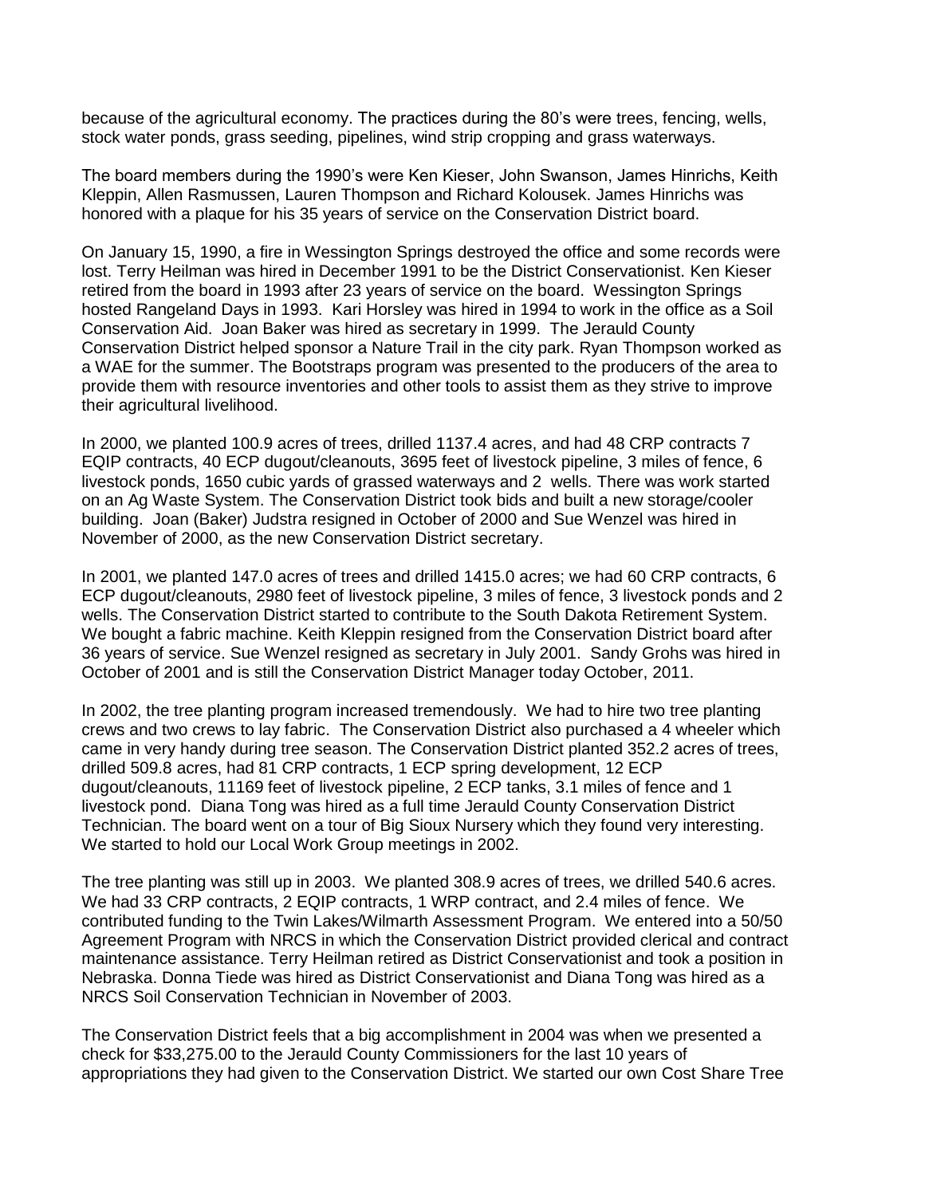because of the agricultural economy. The practices during the 80's were trees, fencing, wells, stock water ponds, grass seeding, pipelines, wind strip cropping and grass waterways.

The board members during the 1990's were Ken Kieser, John Swanson, James Hinrichs, Keith Kleppin, Allen Rasmussen, Lauren Thompson and Richard Kolousek. James Hinrichs was honored with a plaque for his 35 years of service on the Conservation District board.

On January 15, 1990, a fire in Wessington Springs destroyed the office and some records were lost. Terry Heilman was hired in December 1991 to be the District Conservationist. Ken Kieser retired from the board in 1993 after 23 years of service on the board. Wessington Springs hosted Rangeland Days in 1993. Kari Horsley was hired in 1994 to work in the office as a Soil Conservation Aid. Joan Baker was hired as secretary in 1999. The Jerauld County Conservation District helped sponsor a Nature Trail in the city park. Ryan Thompson worked as a WAE for the summer. The Bootstraps program was presented to the producers of the area to provide them with resource inventories and other tools to assist them as they strive to improve their agricultural livelihood.

In 2000, we planted 100.9 acres of trees, drilled 1137.4 acres, and had 48 CRP contracts 7 EQIP contracts, 40 ECP dugout/cleanouts, 3695 feet of livestock pipeline, 3 miles of fence, 6 livestock ponds, 1650 cubic yards of grassed waterways and 2 wells. There was work started on an Ag Waste System. The Conservation District took bids and built a new storage/cooler building. Joan (Baker) Judstra resigned in October of 2000 and Sue Wenzel was hired in November of 2000, as the new Conservation District secretary.

In 2001, we planted 147.0 acres of trees and drilled 1415.0 acres; we had 60 CRP contracts, 6 ECP dugout/cleanouts, 2980 feet of livestock pipeline, 3 miles of fence, 3 livestock ponds and 2 wells. The Conservation District started to contribute to the South Dakota Retirement System. We bought a fabric machine. Keith Kleppin resigned from the Conservation District board after 36 years of service. Sue Wenzel resigned as secretary in July 2001. Sandy Grohs was hired in October of 2001 and is still the Conservation District Manager today October, 2011.

In 2002, the tree planting program increased tremendously. We had to hire two tree planting crews and two crews to lay fabric. The Conservation District also purchased a 4 wheeler which came in very handy during tree season. The Conservation District planted 352.2 acres of trees, drilled 509.8 acres, had 81 CRP contracts, 1 ECP spring development, 12 ECP dugout/cleanouts, 11169 feet of livestock pipeline, 2 ECP tanks, 3.1 miles of fence and 1 livestock pond. Diana Tong was hired as a full time Jerauld County Conservation District Technician. The board went on a tour of Big Sioux Nursery which they found very interesting. We started to hold our Local Work Group meetings in 2002.

The tree planting was still up in 2003. We planted 308.9 acres of trees, we drilled 540.6 acres. We had 33 CRP contracts, 2 EQIP contracts, 1 WRP contract, and 2.4 miles of fence. We contributed funding to the Twin Lakes/Wilmarth Assessment Program. We entered into a 50/50 Agreement Program with NRCS in which the Conservation District provided clerical and contract maintenance assistance. Terry Heilman retired as District Conservationist and took a position in Nebraska. Donna Tiede was hired as District Conservationist and Diana Tong was hired as a NRCS Soil Conservation Technician in November of 2003.

The Conservation District feels that a big accomplishment in 2004 was when we presented a check for $33,275.00 to the Jerauld County Commissioners for the last 10 years of appropriations they had given to the Conservation District. We started our own Cost Share Tree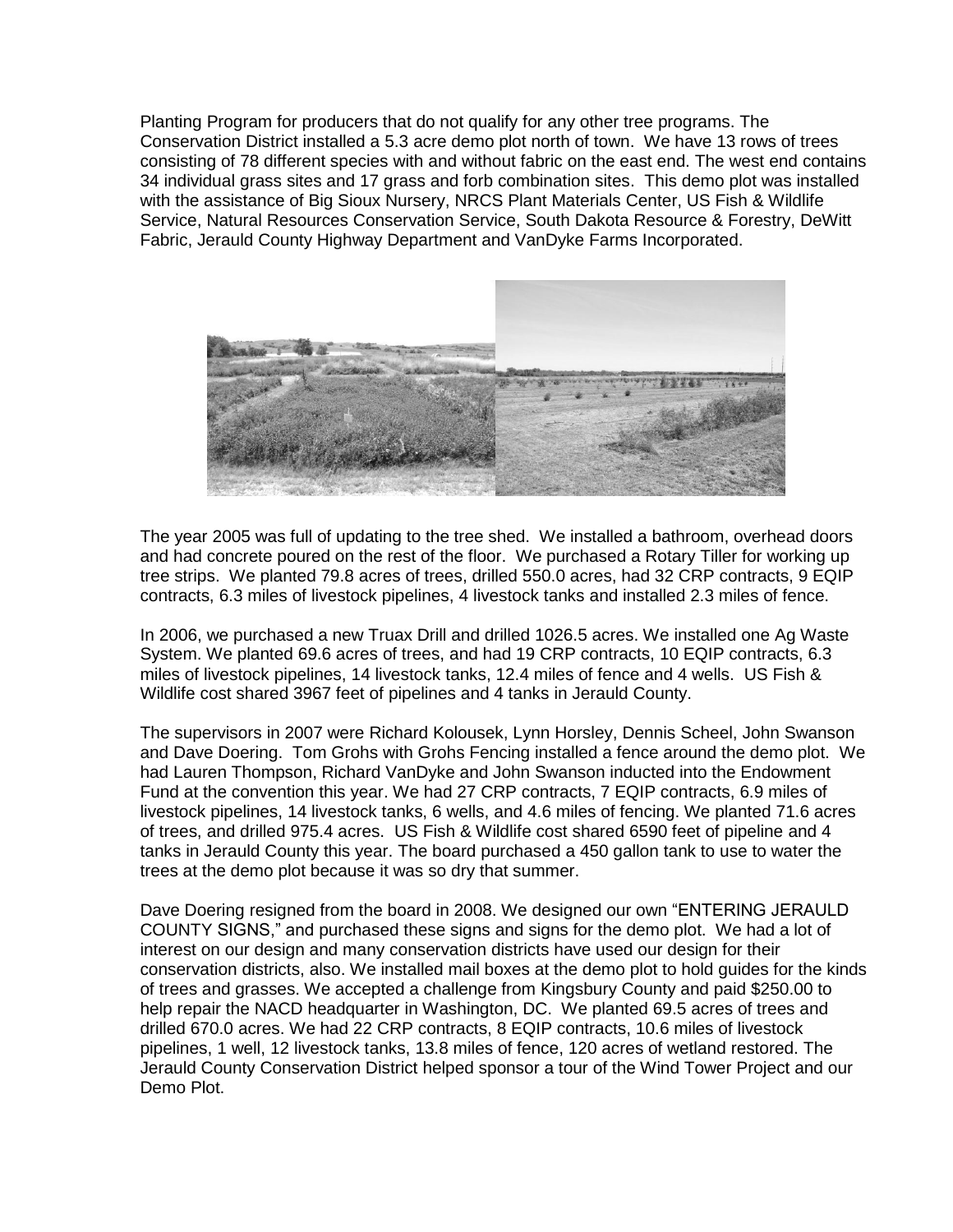Planting Program for producers that do not qualify for any other tree programs. The Conservation District installed a 5.3 acre demo plot north of town. We have 13 rows of trees consisting of 78 different species with and without fabric on the east end. The west end contains 34 individual grass sites and 17 grass and forb combination sites. This demo plot was installed with the assistance of Big Sioux Nursery, NRCS Plant Materials Center, US Fish & Wildlife Service, Natural Resources Conservation Service, South Dakota Resource & Forestry, DeWitt Fabric, Jerauld County Highway Department and VanDyke Farms Incorporated.

The year 2005 was full of updating to the tree shed. We installed a bathroom, overhead doors and had concrete poured on the rest of the floor. We purchased a Rotary Tiller for working up tree strips. We planted 79.8 acres of trees, drilled 550.0 acres, had 32 CRP contracts, 9 EQIP contracts, 6.3 miles of livestock pipelines, 4 livestock tanks and installed 2.3 miles of fence.

In 2006, we purchased a new Truax Drill and drilled 1026.5 acres. We installed one Ag Waste System. We planted 69.6 acres of trees, and had 19 CRP contracts, 10 EQIP contracts, 6.3 miles of livestock pipelines, 14 livestock tanks, 12.4 miles of fence and 4 wells. US Fish & Wildlife cost shared 3967 feet of pipelines and 4 tanks in Jerauld County.

The supervisors in 2007 were Richard Kolousek, Lynn Horsley, Dennis Scheel, John Swanson and Dave Doering. Tom Grohs with Grohs Fencing installed a fence around the demo plot. We had Lauren Thompson, Richard VanDyke and John Swanson inducted into the Endowment Fund at the convention this year. We had 27 CRP contracts, 7 EQIP contracts, 6.9 miles of livestock pipelines, 14 livestock tanks, 6 wells, and 4.6 miles of fencing. We planted 71.6 acres of trees, and drilled 975.4 acres. US Fish & Wildlife cost shared 6590 feet of pipeline and 4 tanks in Jerauld County this year. The board purchased a 450 gallon tank to use to water the trees at the demo plot because it was so dry that summer.

Dave Doering resigned from the board in 2008. We designed our own "ENTERING JERAULD COUNTY SIGNS," and purchased these signs and signs for the demo plot. We had a lot of interest on our design and many conservation districts have used our design for their conservation districts, also. We installed mail boxes at the demo plot to hold guides for the kinds of trees and grasses. We accepted a challenge from Kingsbury County and paid $250.00 to help repair the NACD headquarter in Washington, DC. We planted 69.5 acres of trees and drilled 670.0 acres. We had 22 CRP contracts, 8 EQIP contracts, 10.6 miles of livestock pipelines, 1 well, 12 livestock tanks, 13.8 miles of fence, 120 acres of wetland restored. The Jerauld County Conservation District helped sponsor a tour of the Wind Tower Project and our Demo Plot.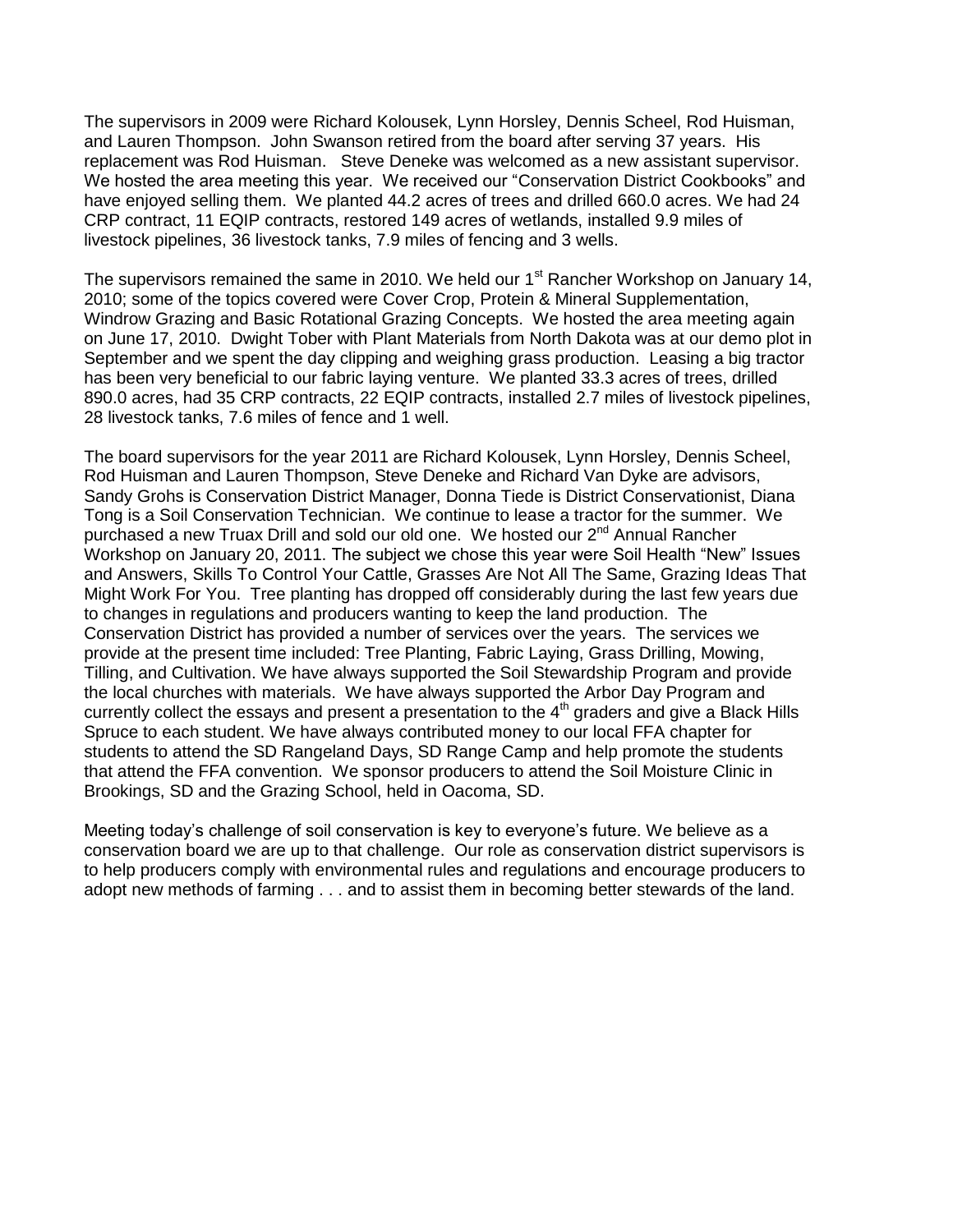The supervisors in 2009 were Richard Kolousek, Lynn Horsley, Dennis Scheel, Rod Huisman, and Lauren Thompson. John Swanson retired from the board after serving 37 years. His replacement was Rod Huisman. Steve Deneke was welcomed as a new assistant supervisor. We hosted the area meeting this year. We received our "Conservation District Cookbooks" and have enjoyed selling them. We planted 44.2 acres of trees and drilled 660.0 acres. We had 24 CRP contract, 11 EQIP contracts, restored 149 acres of wetlands, installed 9.9 miles of livestock pipelines, 36 livestock tanks, 7.9 miles of fencing and 3 wells.

The supervisors remained the same in 2010. We held our 1st Rancher Workshop on January 14, 2010; some of the topics covered were Cover Crop, Protein & Mineral Supplementation, Windrow Grazing and Basic Rotational Grazing Concepts. We hosted the area meeting again on June 17, 2010. Dwight Tober with Plant Materials from North Dakota was at our demo plot in September and we spent the day clipping and weighing grass production. Leasing a big tractor has been very beneficial to our fabric laying venture. We planted 33.3 acres of trees, drilled 890.0 acres, had 35 CRP contracts, 22 EQIP contracts, installed 2.7 miles of livestock pipelines, 28 livestock tanks, 7.6 miles of fence and 1 well.

The board supervisors for the year 2011 are Richard Kolousek, Lynn Horsley, Dennis Scheel, Rod Huisman and Lauren Thompson, Steve Deneke and Richard Van Dyke are advisors, Sandy Grohs is Conservation District Manager, Donna Tiede is District Conservationist, Diana Tong is a Soil Conservation Technician. We continue to lease a tractor for the summer. We purchased a new Truax Drill and sold our old one. We hosted our 2nd Annual Rancher Workshop on January 20, 2011. The subject we chose this year were Soil Health "New" Issues and Answers, Skills To Control Your Cattle, Grasses Are Not All The Same, Grazing Ideas That Might Work For You. Tree planting has dropped off considerably during the last few years due to changes in regulations and producers wanting to keep the land production. The Conservation District has provided a number of services over the years. The services we provide at the present time included: Tree Planting, Fabric Laying, Grass Drilling, Mowing, Tilling, and Cultivation. We have always supported the Soil Stewardship Program and provide the local churches with materials. We have always supported the Arbor Day Program and currently collect the essays and present a presentation to the 4th graders and give a Black Hills Spruce to each student. We have always contributed money to our local FFA chapter for students to attend the SD Rangeland Days, SD Range Camp and help promote the students that attend the FFA convention. We sponsor producers to attend the Soil Moisture Clinic in Brookings, SD and the Grazing School, held in Oacoma, SD.

Meeting today's challenge of soil conservation is key to everyone's future. We believe as a conservation board we are up to that challenge. Our role as conservation district supervisors is to help producers comply with environmental rules and regulations and encourage producers to adopt new methods of farming . . . and to assist them in becoming better stewards of the land.